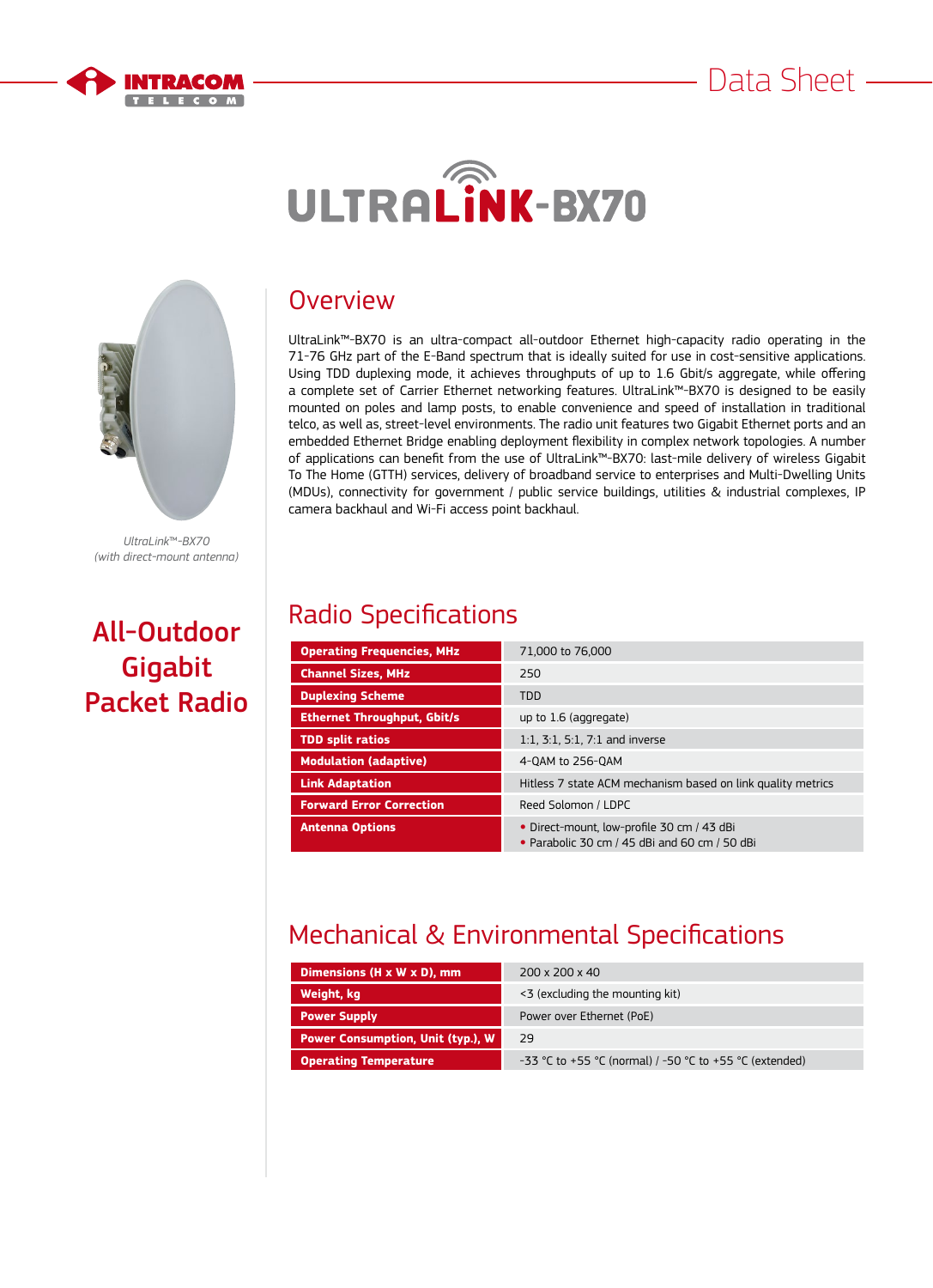Data Sheet

# ULTRALINK-BX70

UltraLink™-BX70
(with direct-mount antenna)

## All-Outdoor Gigabit Packet Radio

## Overview

UltraLink™-BX70 is an ultra-compact all-outdoor Ethernet high-capacity radio operating in the 71-76 GHz part of the E-Band spectrum that is ideally suited for use in cost-sensitive applications. Using TDD duplexing mode, it achieves throughputs of up to 1.6 Gbit/s aggregate, while offering a complete set of Carrier Ethernet networking features. UltraLink™-BX70 is designed to be easily mounted on poles and lamp posts, to enable convenience and speed of installation in traditional telco, as well as, street-level environments. The radio unit features two Gigabit Ethernet ports and an embedded Ethernet Bridge enabling deployment flexibility in complex network topologies. A number of applications can benefit from the use of UltraLink™-BX70: last-mile delivery of wireless Gigabit To The Home (GTTH) services, delivery of broadband service to enterprises and Multi-Dwelling Units (MDUs), connectivity for government / public service buildings, utilities & industrial complexes, IP camera backhaul and Wi-Fi access point backhaul.

## Radio Specifications

| | |
|---|---|
| **Operating Frequencies, MHz** | 71,000 to 76,000 |
| **Channel Sizes, MHz** | 250 |
| **Duplexing Scheme** | TDD |
| **Ethernet Throughput, Gbit/s** | up to 1.6 (aggregate) |
| **TDD split ratios** | 1:1, 3:1, 5:1, 7:1 and inverse |
| **Modulation (adaptive)** | 4-QAM to 256-QAM |
| **Link Adaptation** | Hitless 7 state ACM mechanism based on link quality metrics |
| **Forward Error Correction** | Reed Solomon / LDPC |
| **Antenna Options** | • Direct-mount, low-profile 30 cm / 43 dBi<br>• Parabolic 30 cm / 45 dBi and 60 cm / 50 dBi |

## Mechanical & Environmental Specifications

| | |
|---|---|
| **Dimensions (H x W x D), mm** | 200 x 200 x 40 |
| **Weight, kg** | <3 (excluding the mounting kit) |
| **Power Supply** | Power over Ethernet (PoE) |
| **Power Consumption, Unit (typ.), W** | 29 |
| **Operating Temperature** | -33 °C to +55 °C (normal) / -50 °C to +55 °C (extended) |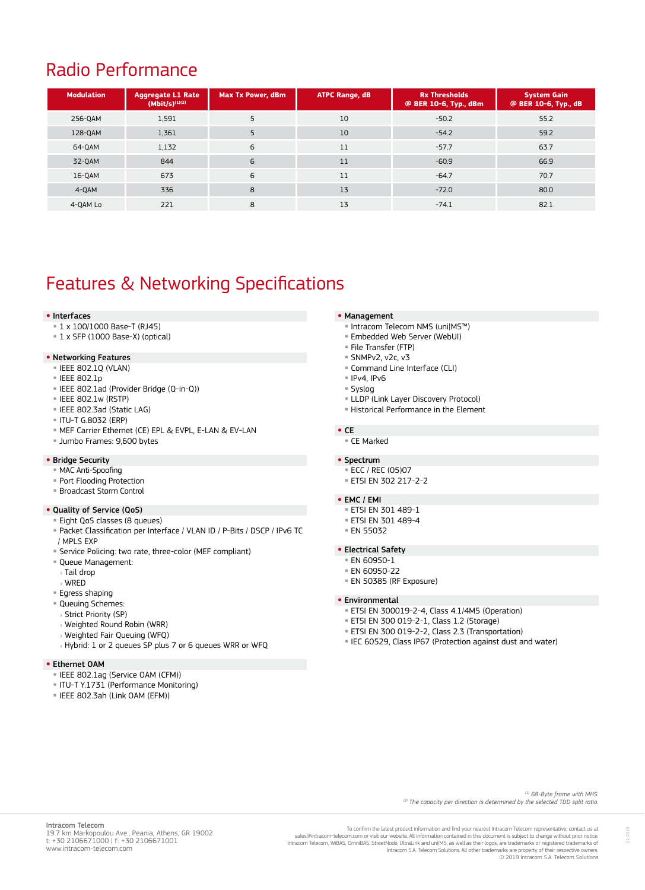# Radio Performance

| Modulation | Aggregate L1 Rate (Mbit/s)[(1)(2)] | Max Tx Power, dBm | ATPC Range, dB | Rx Thresholds @ BER 10-6, Typ., dBm | System Gain @ BER 10-6, Typ., dB |
|---|---|---|---|---|---|
| 256-QAM | 1,591 | 5 | 10 | -50.2 | 55.2 |
| 128-QAM | 1,361 | 5 | 10 | -54.2 | 59.2 |
| 64-QAM | 1,132 | 6 | 11 | -57.7 | 63.7 |
| 32-QAM | 844 | 6 | 11 | -60.9 | 66.9 |
| 16-QAM | 673 | 6 | 11 | -64.7 | 70.7 |
| 4-QAM | 336 | 8 | 13 | -72.0 | 80.0 |
| 4-QAM Lo | 221 | 8 | 13 | -74.1 | 82.1 |

# Features & Networking Specifications

**• Interfaces**
- 1 x 100/1000 Base-T (RJ45)
- 1 x SFP (1000 Base-X) (optical)

**• Networking Features**
- IEEE 802.1Q (VLAN)
- IEEE 802.1p
- IEEE 802.1ad (Provider Bridge (Q-in-Q))
- IEEE 802.1w (RSTP)
- IEEE 802.3ad (Static LAG)
- ITU-T G.8032 (ERP)
- MEF Carrier Ethernet (CE) EPL & EVPL, E-LAN & EV-LAN
- Jumbo Frames: 9,600 bytes

**• Bridge Security**
- MAC Anti-Spoofing
- Port Flooding Protection
- Broadcast Storm Control

**• Quality of Service (QoS)**
- Eight QoS classes (8 queues)
- Packet Classification per Interface / VLAN ID / P-Bits / DSCP / IPv6 TC / MPLS EXP
- Service Policing: two rate, three-color (MEF compliant)
- Queue Management:
  - Tail drop
  - WRED
- Egress shaping
- Queuing Schemes:
  - Strict Priority (SP)
  - Weighted Round Robin (WRR)
  - Weighted Fair Queuing (WFQ)
  - Hybrid: 1 or 2 queues SP plus 7 or 6 queues WRR or WFQ

**• Ethernet OAM**
- IEEE 802.1ag (Service OAM (CFM))
- ITU-T Y.1731 (Performance Monitoring)
- IEEE 802.3ah (Link OAM (EFM))

**• Management**
- Intracom Telecom NMS (uni|MS™)
- Embedded Web Server (WebUI)
- File Transfer (FTP)
- SNMPv2, v2c, v3
- Command Line Interface (CLI)
- IPv4, IPv6
- Syslog
- LLDP (Link Layer Discovery Protocol)
- Historical Performance in the Element

**• CE**
- CE Marked

**• Spectrum**
- ECC / REC (05)07
- ETSI EN 302 217-2-2

**• EMC / EMI**
- ETSI EN 301 489-1
- ETSI EN 301 489-4
- EN 55032

**• Electrical Safety**
- EN 60950-1
- EN 60950-22
- EN 50385 (RF Exposure)

**• Environmental**
- ETSI EN 300019-2-4, Class 4.1/4M5 (Operation)
- ETSI EN 300 019-2-1, Class 1.2 (Storage)
- ETSI EN 300 019-2-2, Class 2.3 (Transportation)
- IEC 60529, Class IP67 (Protection against dust and water)

*[(1)] 68-Byte frame with MHS.*
*[(2)] The capacity per direction is determined by the selected TDD split ratio.*

**Intracom Telecom**
19.7 km Markopoulou Ave., Peania, Athens, GR 19002
t: +30 2106671000 | f: +30 2106671001
www.intracom-telecom.com

To confirm the latest product information and find your nearest Intracom Telecom representative, contact us at sales@intracom-telecom.com or visit our website. All information contained in this document is subject to change without prior notice. Intracom Telecom, WiBAS, OmniBAS, StreetNode, UltraLink and uni|MS, as well as their logos, are trademarks or registered trademarks of Intracom S.A. Telecom Solutions. All other trademarks are property of their respective owners.
© 2019 Intracom S.A. Telecom Solutions